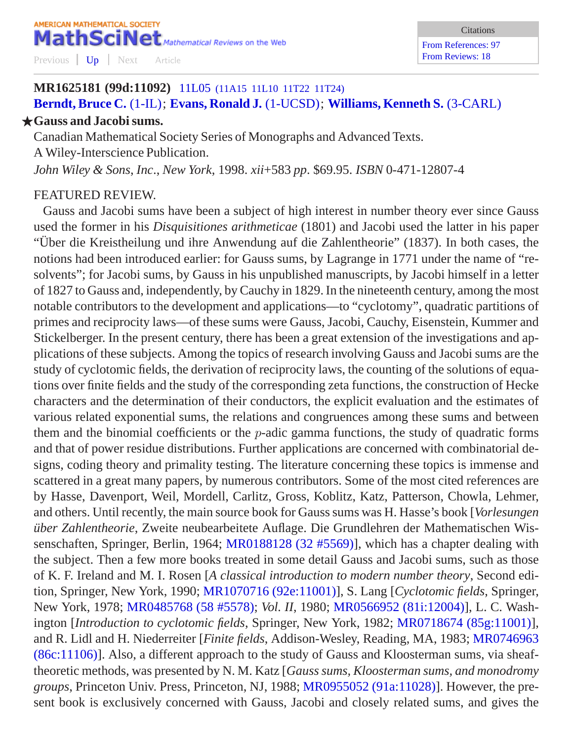AMERICAN MATHEMATICAL SOCIETY
**MathSciNet** *Mathematical Reviews on the Web*

Previous | Up | Next Article

| Citations |
| --- |
| From References: 97 |
| From Reviews: 18 |

**MR1625181 (99d:11092)** 11L05 (11A15 11L10 11T22 11T24)
**Berndt, Bruce C.** (1-IL); **Evans, Ronald J.** (1-UCSD); **Williams, Kenneth S.** (3-CARL)

★**Gauss and Jacobi sums.**
Canadian Mathematical Society Series of Monographs and Advanced Texts.
A Wiley-Interscience Publication.
*John Wiley & Sons, Inc., New York,* 1998. *xii*+583 *pp*. $69.95. *ISBN* 0-471-12807-4

FEATURED REVIEW.

Gauss and Jacobi sums have been a subject of high interest in number theory ever since Gauss used the former in his *Disquisitiones arithmeticae* (1801) and Jacobi used the latter in his paper "Über die Kreistheilung und ihre Anwendung auf die Zahlentheorie" (1837). In both cases, the notions had been introduced earlier: for Gauss sums, by Lagrange in 1771 under the name of "resolvents"; for Jacobi sums, by Gauss in his unpublished manuscripts, by Jacobi himself in a letter of 1827 to Gauss and, independently, by Cauchy in 1829. In the nineteenth century, among the most notable contributors to the development and applications—to "cyclotomy", quadratic partitions of primes and reciprocity laws—of these sums were Gauss, Jacobi, Cauchy, Eisenstein, Kummer and Stickelberger. In the present century, there has been a great extension of the investigations and applications of these subjects. Among the topics of research involving Gauss and Jacobi sums are the study of cyclotomic fields, the derivation of reciprocity laws, the counting of the solutions of equations over finite fields and the study of the corresponding zeta functions, the construction of Hecke characters and the determination of their conductors, the explicit evaluation and the estimates of various related exponential sums, the relations and congruences among these sums and between them and the binomial coefficients or the $p$-adic gamma functions, the study of quadratic forms and that of power residue distributions. Further applications are concerned with combinatorial designs, coding theory and primality testing. The literature concerning these topics is immense and scattered in a great many papers, by numerous contributors. Some of the most cited references are by Hasse, Davenport, Weil, Mordell, Carlitz, Gross, Koblitz, Katz, Patterson, Chowla, Lehmer, and others. Until recently, the main source book for Gauss sums was H. Hasse's book [*Vorlesungen über Zahlentheorie*, Zweite neubearbeitete Auflage. Die Grundlehren der Mathematischen Wissenschaften, Springer, Berlin, 1964; MR0188128 (32 #5569)], which has a chapter dealing with the subject. Then a few more books treated in some detail Gauss and Jacobi sums, such as those of K. F. Ireland and M. I. Rosen [*A classical introduction to modern number theory*, Second edition, Springer, New York, 1990; MR1070716 (92e:11001)], S. Lang [*Cyclotomic fields*, Springer, New York, 1978; MR0485768 (58 #5578); *Vol. II*, 1980; MR0566952 (81i:12004)], L. C. Washington [*Introduction to cyclotomic fields*, Springer, New York, 1982; MR0718674 (85g:11001)], and R. Lidl and H. Niederreiter [*Finite fields*, Addison-Wesley, Reading, MA, 1983; MR0746963 (86c:11106)]. Also, a different approach to the study of Gauss and Kloosterman sums, via sheaf-theoretic methods, was presented by N. M. Katz [*Gauss sums, Kloosterman sums, and monodromy groups*, Princeton Univ. Press, Princeton, NJ, 1988; MR0955052 (91a:11028)]. However, the present book is exclusively concerned with Gauss, Jacobi and closely related sums, and gives the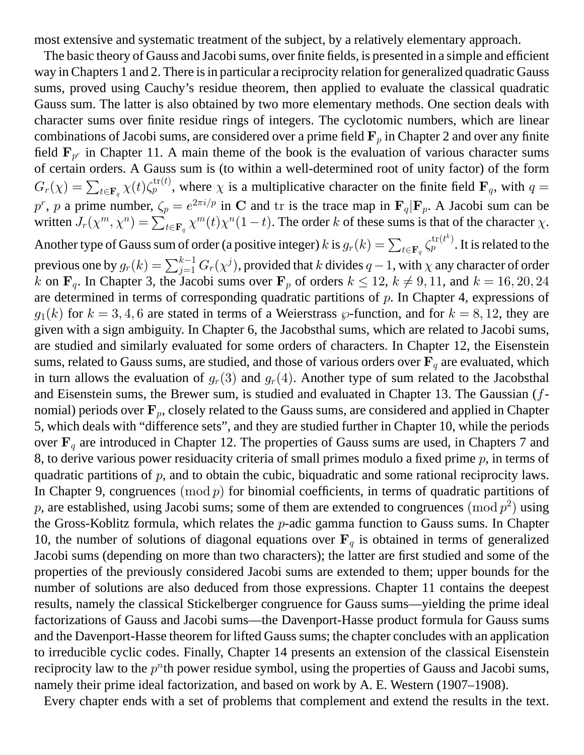most extensive and systematic treatment of the subject, by a relatively elementary approach.

The basic theory of Gauss and Jacobi sums, over finite fields, is presented in a simple and efficient way in Chapters 1 and 2. There is in particular a reciprocity relation for generalized quadratic Gauss sums, proved using Cauchy's residue theorem, then applied to evaluate the classical quadratic Gauss sum. The latter is also obtained by two more elementary methods. One section deals with character sums over finite residue rings of integers. The cyclotomic numbers, which are linear combinations of Jacobi sums, are considered over a prime field $\mathbf{F}_p$ in Chapter 2 and over any finite field $\mathbf{F}_{p^r}$ in Chapter 11. A main theme of the book is the evaluation of various character sums of certain orders. A Gauss sum is (to within a well-determined root of unity factor) of the form $G_r(\chi) = \sum_{t\in\mathbf{F}_q} \chi(t)\zeta_p^{\mathrm{tr}(t)}$, where $\chi$ is a multiplicative character on the finite field $\mathbf{F}_q$, with $q = p^r$, $p$ a prime number, $\zeta_p = e^{2\pi i/p}$ in $\mathbf{C}$ and $\mathrm{tr}$ is the trace map in $\mathbf{F}_q|\mathbf{F}_p$. A Jacobi sum can be written $J_r(\chi^m, \chi^n) = \sum_{t\in\mathbf{F}_q} \chi^m(t)\chi^n(1-t)$. The order $k$ of these sums is that of the character $\chi$. Another type of Gauss sum of order (a positive integer) $k$ is $g_r(k) = \sum_{t\in\mathbf{F}_q} \zeta_p^{\mathrm{tr}(t^k)}$. It is related to the previous one by $g_r(k) = \sum_{j=1}^{k-1} G_r(\chi^j)$, provided that $k$ divides $q-1$, with $\chi$ any character of order $k$ on $\mathbf{F}_q$. In Chapter 3, the Jacobi sums over $\mathbf{F}_p$ of orders $k \le 12$, $k \ne 9, 11$, and $k = 16, 20, 24$ are determined in terms of corresponding quadratic partitions of $p$. In Chapter 4, expressions of $g_1(k)$ for $k = 3, 4, 6$ are stated in terms of a Weierstrass $\wp$-function, and for $k = 8, 12$, they are given with a sign ambiguity. In Chapter 6, the Jacobsthal sums, which are related to Jacobi sums, are studied and similarly evaluated for some orders of characters. In Chapter 12, the Eisenstein sums, related to Gauss sums, are studied, and those of various orders over $\mathbf{F}_q$ are evaluated, which in turn allows the evaluation of $g_r(3)$ and $g_r(4)$. Another type of sum related to the Jacobsthal and Eisenstein sums, the Brewer sum, is studied and evaluated in Chapter 13. The Gaussian ($f$-nomial) periods over $\mathbf{F}_p$, closely related to the Gauss sums, are considered and applied in Chapter 5, which deals with "difference sets", and they are studied further in Chapter 10, while the periods over $\mathbf{F}_q$ are introduced in Chapter 12. The properties of Gauss sums are used, in Chapters 7 and 8, to derive various power residuacity criteria of small primes modulo a fixed prime $p$, in terms of quadratic partitions of $p$, and to obtain the cubic, biquadratic and some rational reciprocity laws. In Chapter 9, congruences $(\bmod\, p)$ for binomial coefficients, in terms of quadratic partitions of $p$, are established, using Jacobi sums; some of them are extended to congruences $(\bmod\, p^2)$ using the Gross-Koblitz formula, which relates the $p$-adic gamma function to Gauss sums. In Chapter 10, the number of solutions of diagonal equations over $\mathbf{F}_q$ is obtained in terms of generalized Jacobi sums (depending on more than two characters); the latter are first studied and some of the properties of the previously considered Jacobi sums are extended to them; upper bounds for the number of solutions are also deduced from those expressions. Chapter 11 contains the deepest results, namely the classical Stickelberger congruence for Gauss sums—yielding the prime ideal factorizations of Gauss and Jacobi sums—the Davenport-Hasse product formula for Gauss sums and the Davenport-Hasse theorem for lifted Gauss sums; the chapter concludes with an application to irreducible cyclic codes. Finally, Chapter 14 presents an extension of the classical Eisenstein reciprocity law to the $p^n$th power residue symbol, using the properties of Gauss and Jacobi sums, namely their prime ideal factorization, and based on work by A. E. Western (1907–1908).

Every chapter ends with a set of problems that complement and extend the results in the text.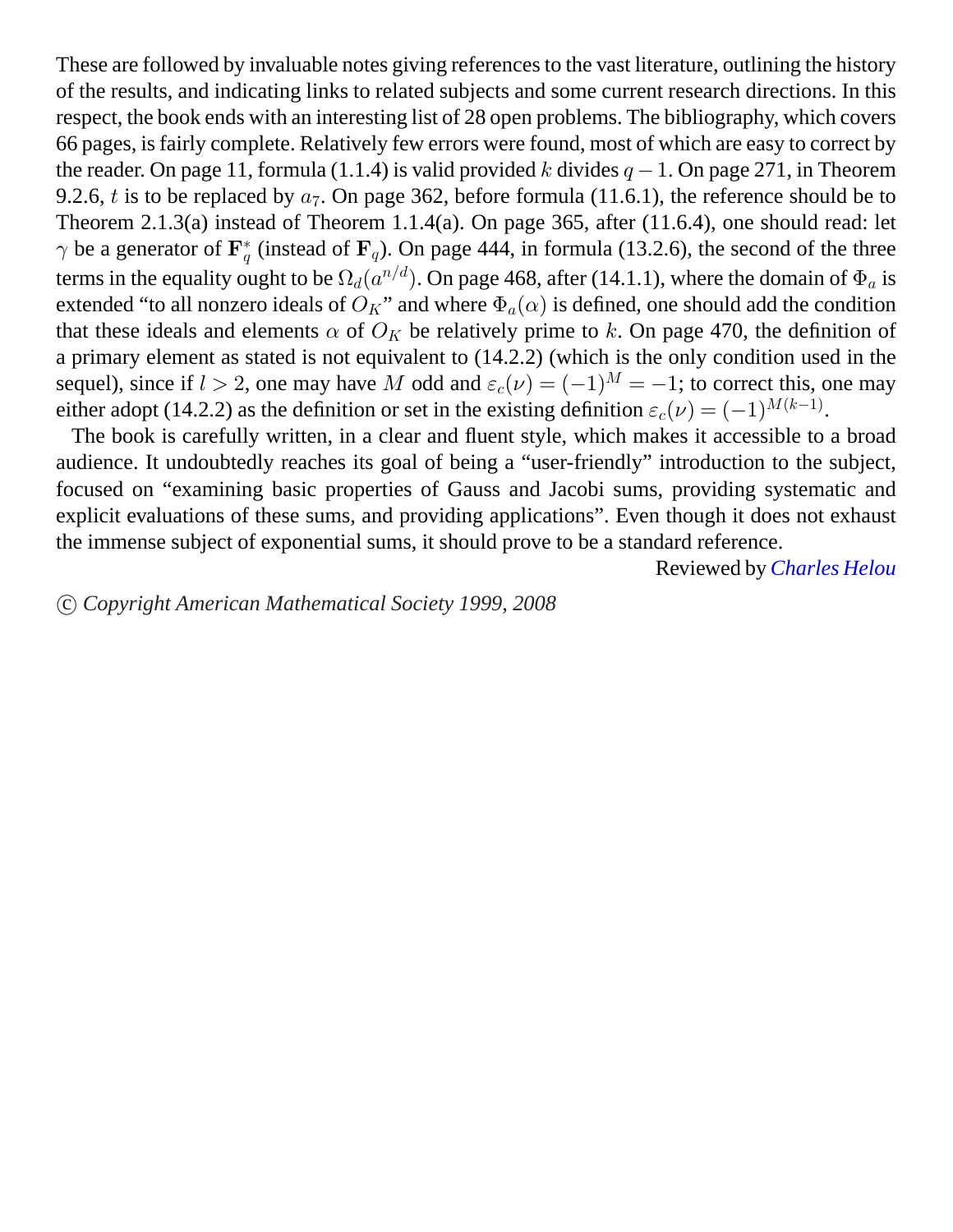These are followed by invaluable notes giving references to the vast literature, outlining the history of the results, and indicating links to related subjects and some current research directions. In this respect, the book ends with an interesting list of 28 open problems. The bibliography, which covers 66 pages, is fairly complete. Relatively few errors were found, most of which are easy to correct by the reader. On page 11, formula (1.1.4) is valid provided $k$ divides $q-1$. On page 271, in Theorem 9.2.6, $t$ is to be replaced by $a_7$. On page 362, before formula (11.6.1), the reference should be to Theorem 2.1.3(a) instead of Theorem 1.1.4(a). On page 365, after (11.6.4), one should read: let $\gamma$ be a generator of $\mathbf{F}_q^*$ (instead of $\mathbf{F}_q$). On page 444, in formula (13.2.6), the second of the three terms in the equality ought to be $\Omega_d(a^{n/d})$. On page 468, after (14.1.1), where the domain of $\Phi_a$ is extended "to all nonzero ideals of $O_K$" and where $\Phi_a(\alpha)$ is defined, one should add the condition that these ideals and elements $\alpha$ of $O_K$ be relatively prime to $k$. On page 470, the definition of a primary element as stated is not equivalent to (14.2.2) (which is the only condition used in the sequel), since if $l > 2$, one may have $M$ odd and $\varepsilon_c(\nu) = (-1)^M = -1$; to correct this, one may either adopt (14.2.2) as the definition or set in the existing definition $\varepsilon_c(\nu) = (-1)^{M(k-1)}$.

The book is carefully written, in a clear and fluent style, which makes it accessible to a broad audience. It undoubtedly reaches its goal of being a "user-friendly" introduction to the subject, focused on "examining basic properties of Gauss and Jacobi sums, providing systematic and explicit evaluations of these sums, and providing applications". Even though it does not exhaust the immense subject of exponential sums, it should prove to be a standard reference.

Reviewed by *Charles Helou*

© *Copyright American Mathematical Society 1999, 2008*